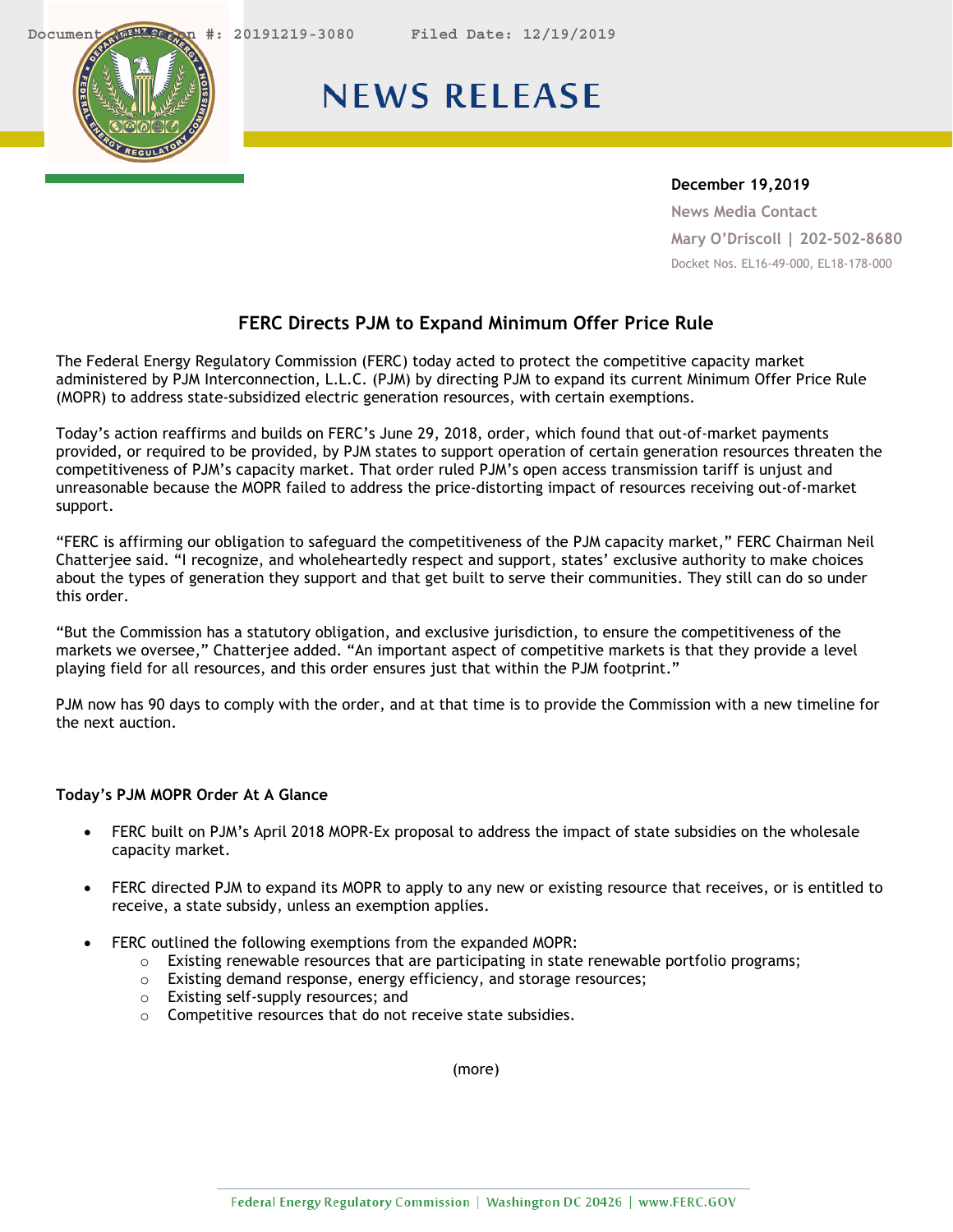Document Accession #: 20191219-3080 Filed Date: 12/19/2019

# NEWS RELEASE

**December 19,2019**

News Media Contact

Mary O'Driscoll | 202-502-8680

Docket Nos. EL16-49-000, EL18-178-000

## FERC Directs PJM to Expand Minimum Offer Price Rule

The Federal Energy Regulatory Commission (FERC) today acted to protect the competitive capacity market administered by PJM Interconnection, L.L.C. (PJM) by directing PJM to expand its current Minimum Offer Price Rule (MOPR) to address state-subsidized electric generation resources, with certain exemptions.

Today's action reaffirms and builds on FERC's June 29, 2018, order, which found that out-of-market payments provided, or required to be provided, by PJM states to support operation of certain generation resources threaten the competitiveness of PJM's capacity market. That order ruled PJM's open access transmission tariff is unjust and unreasonable because the MOPR failed to address the price-distorting impact of resources receiving out-of-market support.

"FERC is affirming our obligation to safeguard the competitiveness of the PJM capacity market," FERC Chairman Neil Chatterjee said. "I recognize, and wholeheartedly respect and support, states' exclusive authority to make choices about the types of generation they support and that get built to serve their communities. They still can do so under this order.

"But the Commission has a statutory obligation, and exclusive jurisdiction, to ensure the competitiveness of the markets we oversee," Chatterjee added. "An important aspect of competitive markets is that they provide a level playing field for all resources, and this order ensures just that within the PJM footprint."

PJM now has 90 days to comply with the order, and at that time is to provide the Commission with a new timeline for the next auction.

**Today's PJM MOPR Order At A Glance**

- FERC built on PJM's April 2018 MOPR-Ex proposal to address the impact of state subsidies on the wholesale capacity market.
- FERC directed PJM to expand its MOPR to apply to any new or existing resource that receives, or is entitled to receive, a state subsidy, unless an exemption applies.
- FERC outlined the following exemptions from the expanded MOPR:
  - Existing renewable resources that are participating in state renewable portfolio programs;
  - Existing demand response, energy efficiency, and storage resources;
  - Existing self-supply resources; and
  - Competitive resources that do not receive state subsidies.

(more)

Federal Energy Regulatory Commission | Washington DC 20426 | www.FERC.GOV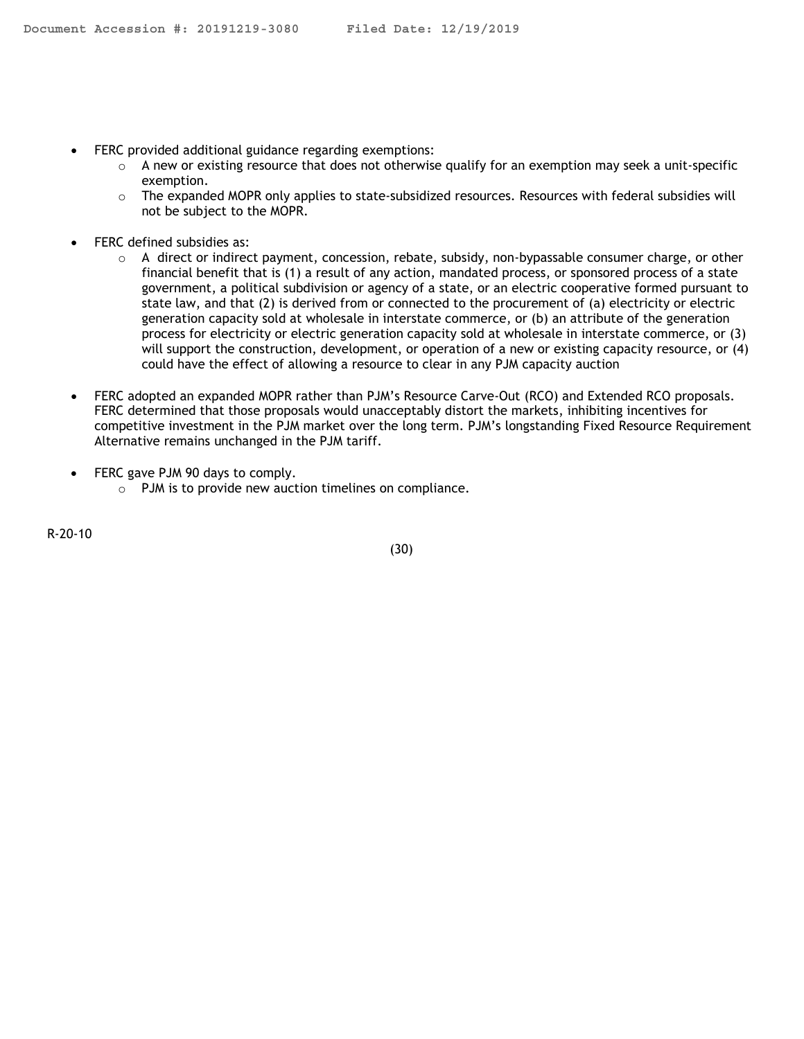- FERC provided additional guidance regarding exemptions:
  - A new or existing resource that does not otherwise qualify for an exemption may seek a unit-specific exemption.
  - The expanded MOPR only applies to state-subsidized resources. Resources with federal subsidies will not be subject to the MOPR.

- FERC defined subsidies as:
  - A direct or indirect payment, concession, rebate, subsidy, non-bypassable consumer charge, or other financial benefit that is (1) a result of any action, mandated process, or sponsored process of a state government, a political subdivision or agency of a state, or an electric cooperative formed pursuant to state law, and that (2) is derived from or connected to the procurement of (a) electricity or electric generation capacity sold at wholesale in interstate commerce, or (b) an attribute of the generation process for electricity or electric generation capacity sold at wholesale in interstate commerce, or (3) will support the construction, development, or operation of a new or existing capacity resource, or (4) could have the effect of allowing a resource to clear in any PJM capacity auction

- FERC adopted an expanded MOPR rather than PJM's Resource Carve-Out (RCO) and Extended RCO proposals. FERC determined that those proposals would unacceptably distort the markets, inhibiting incentives for competitive investment in the PJM market over the long term. PJM's longstanding Fixed Resource Requirement Alternative remains unchanged in the PJM tariff.

- FERC gave PJM 90 days to comply.
  - PJM is to provide new auction timelines on compliance.

R-20-10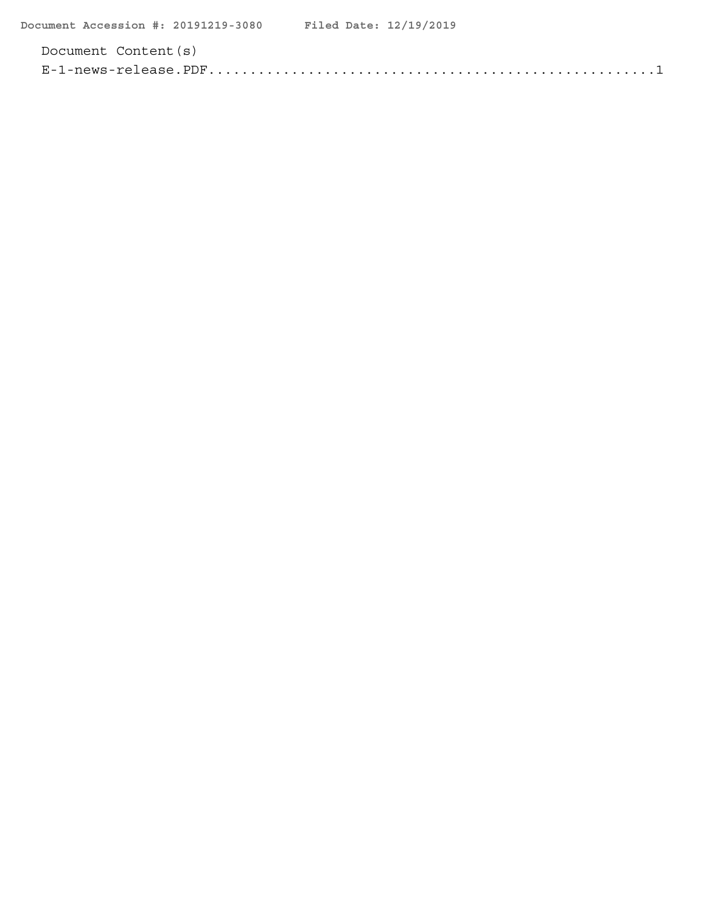Document Accession #: 20191219-3080      Filed Date: 12/19/2019

Document Content(s)

E-1-news-release.PDF.....................................................1